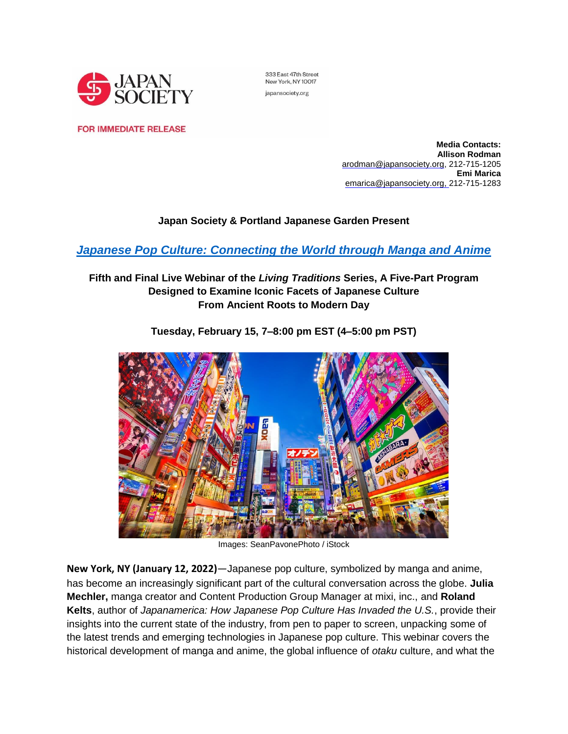333 East 47th Street
New York, NY 10017

japansociety.org

FOR IMMEDIATE RELEASE

**Media Contacts:**
**Allison Rodman**
arodman@japansociety.org, 212-715-1205
**Emi Marica**
emarica@japansociety.org, 212-715-1283

**Japan Society & Portland Japanese Garden Present**

# *Japanese Pop Culture: Connecting the World through Manga and Anime*

**Fifth and Final Live Webinar of the *Living Traditions* Series, A Five-Part Program Designed to Examine Iconic Facets of Japanese Culture From Ancient Roots to Modern Day**

**Tuesday, February 15, 7–8:00 pm EST (4–5:00 pm PST)**

Images: SeanPavonePhoto / iStock

**New York, NY (January 12, 2022)**—Japanese pop culture, symbolized by manga and anime, has become an increasingly significant part of the cultural conversation across the globe. **Julia Mechler,** manga creator and Content Production Group Manager at mixi, inc., and **Roland Kelts**, author of *Japanamerica: How Japanese Pop Culture Has Invaded the U.S.*, provide their insights into the current state of the industry, from pen to paper to screen, unpacking some of the latest trends and emerging technologies in Japanese pop culture. This webinar covers the historical development of manga and anime, the global influence of *otaku* culture, and what the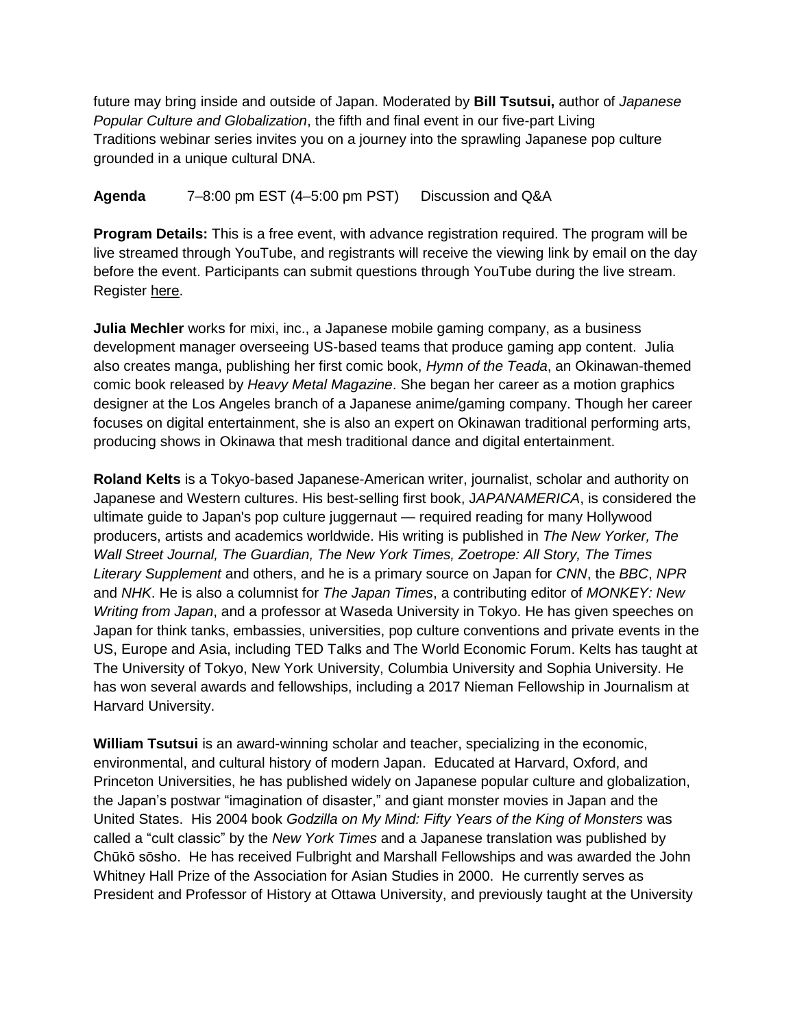future may bring inside and outside of Japan. Moderated by **Bill Tsutsui,** author of *Japanese Popular Culture and Globalization*, the fifth and final event in our five-part Living Traditions webinar series invites you on a journey into the sprawling Japanese pop culture grounded in a unique cultural DNA.

**Agenda** 7–8:00 pm EST (4–5:00 pm PST) Discussion and Q&A

**Program Details:** This is a free event, with advance registration required. The program will be live streamed through YouTube, and registrants will receive the viewing link by email on the day before the event. Participants can submit questions through YouTube during the live stream. Register here.

**Julia Mechler** works for mixi, inc., a Japanese mobile gaming company, as a business development manager overseeing US-based teams that produce gaming app content. Julia also creates manga, publishing her first comic book, *Hymn of the Teada*, an Okinawan-themed comic book released by *Heavy Metal Magazine*. She began her career as a motion graphics designer at the Los Angeles branch of a Japanese anime/gaming company. Though her career focuses on digital entertainment, she is also an expert on Okinawan traditional performing arts, producing shows in Okinawa that mesh traditional dance and digital entertainment.

**Roland Kelts** is a Tokyo-based Japanese-American writer, journalist, scholar and authority on Japanese and Western cultures. His best-selling first book, J*APANAMERICA*, is considered the ultimate guide to Japan's pop culture juggernaut — required reading for many Hollywood producers, artists and academics worldwide. His writing is published in *The New Yorker, The Wall Street Journal, The Guardian, The New York Times, Zoetrope: All Story, The Times Literary Supplement* and others, and he is a primary source on Japan for *CNN*, the *BBC*, *NPR* and *NHK*. He is also a columnist for *The Japan Times*, a contributing editor of *MONKEY: New Writing from Japan*, and a professor at Waseda University in Tokyo. He has given speeches on Japan for think tanks, embassies, universities, pop culture conventions and private events in the US, Europe and Asia, including TED Talks and The World Economic Forum. Kelts has taught at The University of Tokyo, New York University, Columbia University and Sophia University. He has won several awards and fellowships, including a 2017 Nieman Fellowship in Journalism at Harvard University.

**William Tsutsui** is an award-winning scholar and teacher, specializing in the economic, environmental, and cultural history of modern Japan. Educated at Harvard, Oxford, and Princeton Universities, he has published widely on Japanese popular culture and globalization, the Japan's postwar "imagination of disaster," and giant monster movies in Japan and the United States. His 2004 book *Godzilla on My Mind: Fifty Years of the King of Monsters* was called a "cult classic" by the *New York Times* and a Japanese translation was published by Chūkō sōsho. He has received Fulbright and Marshall Fellowships and was awarded the John Whitney Hall Prize of the Association for Asian Studies in 2000. He currently serves as President and Professor of History at Ottawa University, and previously taught at the University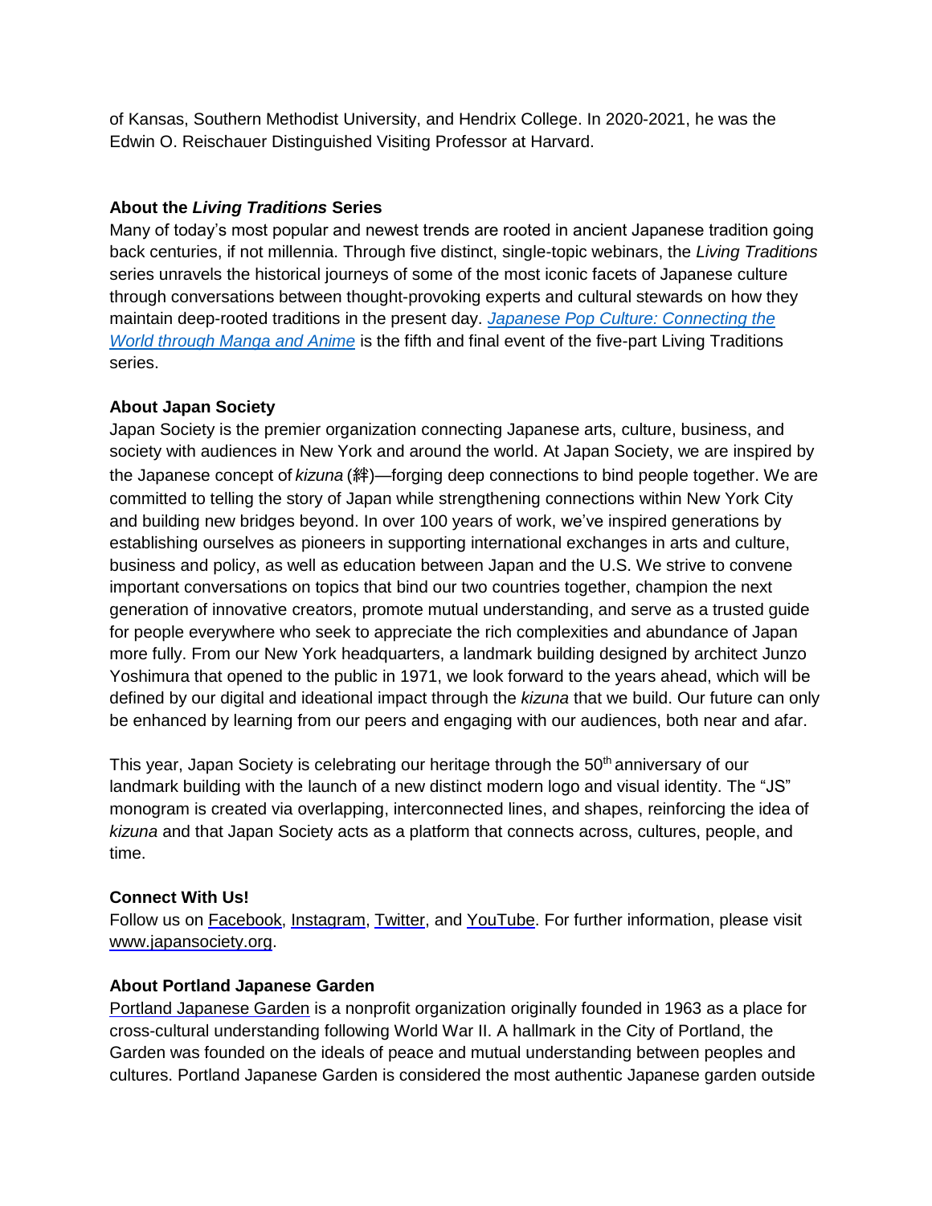of Kansas, Southern Methodist University, and Hendrix College. In 2020-2021, he was the Edwin O. Reischauer Distinguished Visiting Professor at Harvard.

**About the *Living Traditions* Series**

Many of today's most popular and newest trends are rooted in ancient Japanese tradition going back centuries, if not millennia. Through five distinct, single-topic webinars, the *Living Traditions* series unravels the historical journeys of some of the most iconic facets of Japanese culture through conversations between thought-provoking experts and cultural stewards on how they maintain deep-rooted traditions in the present day. *Japanese Pop Culture: Connecting the World through Manga and Anime* is the fifth and final event of the five-part Living Traditions series.

**About Japan Society**

Japan Society is the premier organization connecting Japanese arts, culture, business, and society with audiences in New York and around the world. At Japan Society, we are inspired by the Japanese concept of *kizuna* (絆)—forging deep connections to bind people together. We are committed to telling the story of Japan while strengthening connections within New York City and building new bridges beyond. In over 100 years of work, we've inspired generations by establishing ourselves as pioneers in supporting international exchanges in arts and culture, business and policy, as well as education between Japan and the U.S. We strive to convene important conversations on topics that bind our two countries together, champion the next generation of innovative creators, promote mutual understanding, and serve as a trusted guide for people everywhere who seek to appreciate the rich complexities and abundance of Japan more fully. From our New York headquarters, a landmark building designed by architect Junzo Yoshimura that opened to the public in 1971, we look forward to the years ahead, which will be defined by our digital and ideational impact through the *kizuna* that we build. Our future can only be enhanced by learning from our peers and engaging with our audiences, both near and afar.

This year, Japan Society is celebrating our heritage through the 50th anniversary of our landmark building with the launch of a new distinct modern logo and visual identity. The "JS" monogram is created via overlapping, interconnected lines, and shapes, reinforcing the idea of *kizuna* and that Japan Society acts as a platform that connects across, cultures, people, and time.

**Connect With Us!**

Follow us on Facebook, Instagram, Twitter, and YouTube. For further information, please visit www.japansociety.org.

**About Portland Japanese Garden**

Portland Japanese Garden is a nonprofit organization originally founded in 1963 as a place for cross-cultural understanding following World War II. A hallmark in the City of Portland, the Garden was founded on the ideals of peace and mutual understanding between peoples and cultures. Portland Japanese Garden is considered the most authentic Japanese garden outside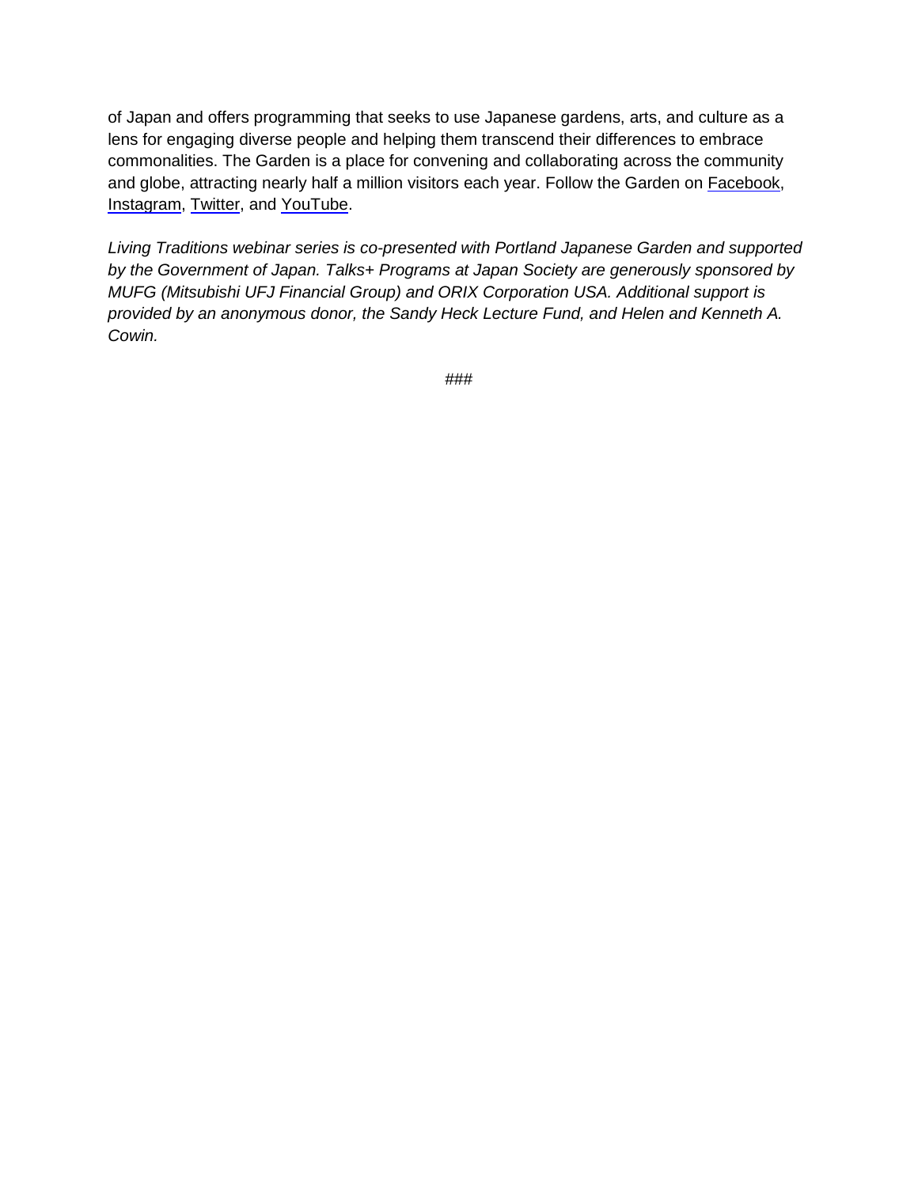of Japan and offers programming that seeks to use Japanese gardens, arts, and culture as a lens for engaging diverse people and helping them transcend their differences to embrace commonalities. The Garden is a place for convening and collaborating across the community and globe, attracting nearly half a million visitors each year. Follow the Garden on Facebook, Instagram, Twitter, and YouTube.

*Living Traditions webinar series is co-presented with Portland Japanese Garden and supported by the Government of Japan. Talks+ Programs at Japan Society are generously sponsored by MUFG (Mitsubishi UFJ Financial Group) and ORIX Corporation USA. Additional support is provided by an anonymous donor, the Sandy Heck Lecture Fund, and Helen and Kenneth A. Cowin.*

###